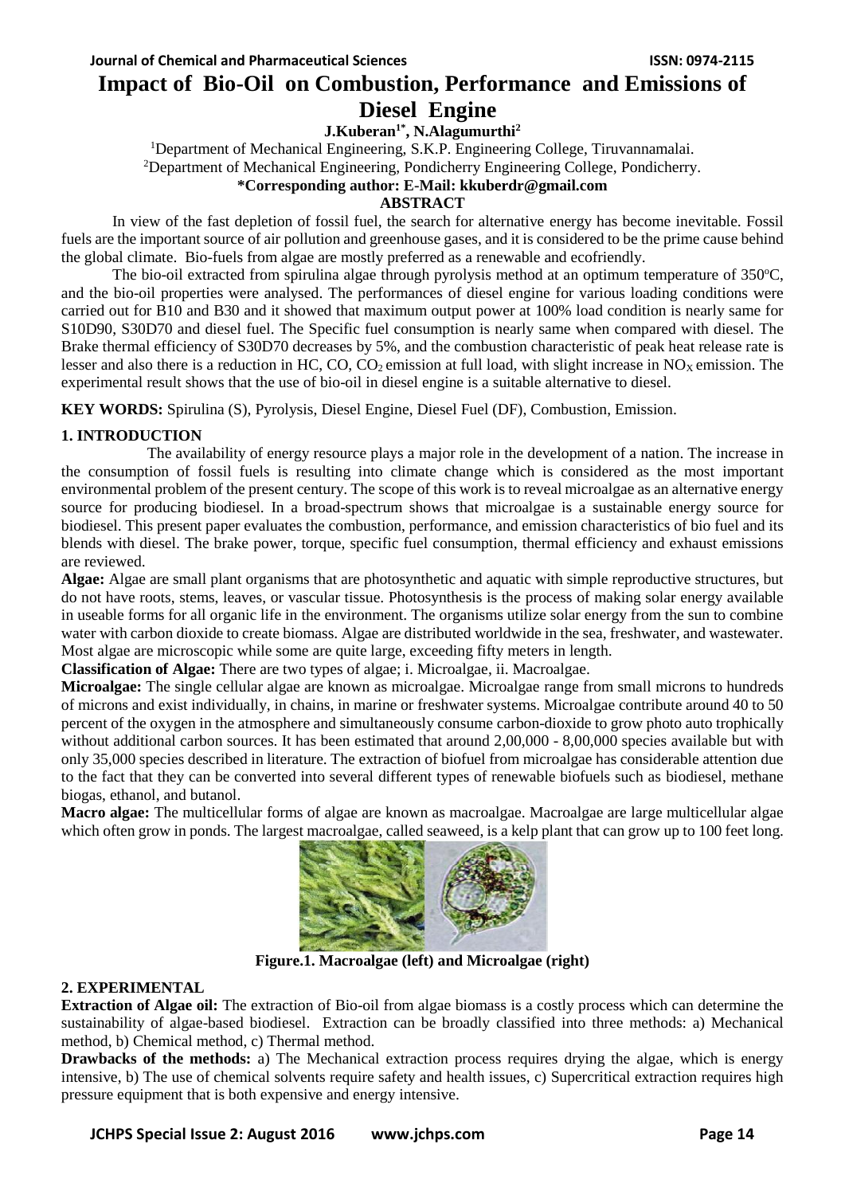# Impact of Bio-Oil on Combustion, Performance and Emissions of Diesel Engine

**J.Kuberan[1*], N.Alagumurthi[2]**

[1]Department of Mechanical Engineering, S.K.P. Engineering College, Tiruvannamalai.
[2]Department of Mechanical Engineering, Pondicherry Engineering College, Pondicherry.
**\*Corresponding author: E-Mail: kkuberdr@gmail.com**

**ABSTRACT**

In view of the fast depletion of fossil fuel, the search for alternative energy has become inevitable. Fossil fuels are the important source of air pollution and greenhouse gases, and it is considered to be the prime cause behind the global climate. Bio-fuels from algae are mostly preferred as a renewable and ecofriendly.

The bio-oil extracted from spirulina algae through pyrolysis method at an optimum temperature of 350°C, and the bio-oil properties were analysed. The performances of diesel engine for various loading conditions were carried out for B10 and B30 and it showed that maximum output power at 100% load condition is nearly same for S10D90, S30D70 and diesel fuel. The Specific fuel consumption is nearly same when compared with diesel. The Brake thermal efficiency of S30D70 decreases by 5%, and the combustion characteristic of peak heat release rate is lesser and also there is a reduction in HC, CO, $CO_2$ emission at full load, with slight increase in $NO_X$ emission. The experimental result shows that the use of bio-oil in diesel engine is a suitable alternative to diesel.

**KEY WORDS:** Spirulina (S), Pyrolysis, Diesel Engine, Diesel Fuel (DF), Combustion, Emission.

## 1. INTRODUCTION

The availability of energy resource plays a major role in the development of a nation. The increase in the consumption of fossil fuels is resulting into climate change which is considered as the most important environmental problem of the present century. The scope of this work is to reveal microalgae as an alternative energy source for producing biodiesel. In a broad-spectrum shows that microalgae is a sustainable energy source for biodiesel. This present paper evaluates the combustion, performance, and emission characteristics of bio fuel and its blends with diesel. The brake power, torque, specific fuel consumption, thermal efficiency and exhaust emissions are reviewed.

**Algae:** Algae are small plant organisms that are photosynthetic and aquatic with simple reproductive structures, but do not have roots, stems, leaves, or vascular tissue. Photosynthesis is the process of making solar energy available in useable forms for all organic life in the environment. The organisms utilize solar energy from the sun to combine water with carbon dioxide to create biomass. Algae are distributed worldwide in the sea, freshwater, and wastewater. Most algae are microscopic while some are quite large, exceeding fifty meters in length.

**Classification of Algae:** There are two types of algae; i. Microalgae, ii. Macroalgae.

**Microalgae:** The single cellular algae are known as microalgae. Microalgae range from small microns to hundreds of microns and exist individually, in chains, in marine or freshwater systems. Microalgae contribute around 40 to 50 percent of the oxygen in the atmosphere and simultaneously consume carbon-dioxide to grow photo auto trophically without additional carbon sources. It has been estimated that around 2,00,000 - 8,00,000 species available but with only 35,000 species described in literature. The extraction of biofuel from microalgae has considerable attention due to the fact that they can be converted into several different types of renewable biofuels such as biodiesel, methane biogas, ethanol, and butanol.

**Macro algae:** The multicellular forms of algae are known as macroalgae. Macroalgae are large multicellular algae which often grow in ponds. The largest macroalgae, called seaweed, is a kelp plant that can grow up to 100 feet long.

**Figure.1. Macroalgae (left) and Microalgae (right)**

## 2. EXPERIMENTAL

**Extraction of Algae oil:** The extraction of Bio-oil from algae biomass is a costly process which can determine the sustainability of algae-based biodiesel. Extraction can be broadly classified into three methods: a) Mechanical method, b) Chemical method, c) Thermal method.

**Drawbacks of the methods:** a) The Mechanical extraction process requires drying the algae, which is energy intensive, b) The use of chemical solvents require safety and health issues, c) Supercritical extraction requires high pressure equipment that is both expensive and energy intensive.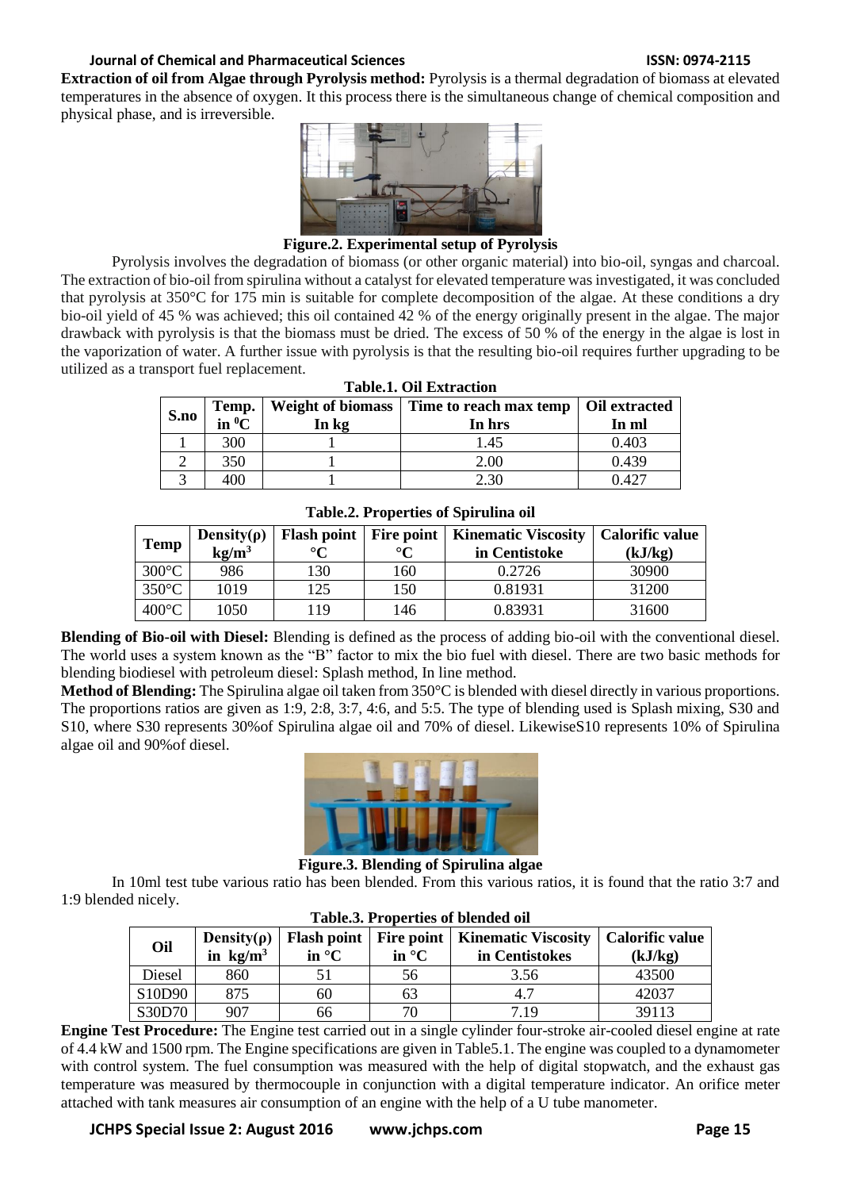**Extraction of oil from Algae through Pyrolysis method:** Pyrolysis is a thermal degradation of biomass at elevated temperatures in the absence of oxygen. It this process there is the simultaneous change of chemical composition and physical phase, and is irreversible.

**Figure.2. Experimental setup of Pyrolysis**

Pyrolysis involves the degradation of biomass (or other organic material) into bio-oil, syngas and charcoal. The extraction of bio-oil from spirulina without a catalyst for elevated temperature was investigated, it was concluded that pyrolysis at 350°C for 175 min is suitable for complete decomposition of the algae. At these conditions a dry bio-oil yield of 45 % was achieved; this oil contained 42 % of the energy originally present in the algae. The major drawback with pyrolysis is that the biomass must be dried. The excess of 50 % of the energy in the algae is lost in the vaporization of water. A further issue with pyrolysis is that the resulting bio-oil requires further upgrading to be utilized as a transport fuel replacement.

**Table.1. Oil Extraction**

| S.no | Temp. in $^0$C | Weight of biomass In kg | Time to reach max temp In hrs | Oil extracted In ml |
|---|---|---|---|---|
| 1 | 300 | 1 | 1.45 | 0.403 |
| 2 | 350 | 1 | 2.00 | 0.439 |
| 3 | 400 | 1 | 2.30 | 0.427 |

**Table.2. Properties of Spirulina oil**

| Temp | Density(ρ) kg/m$^3$ | Flash point °C | Fire point °C | Kinematic Viscosity in Centistoke | Calorific value (kJ/kg) |
|---|---|---|---|---|---|
| 300°C | 986 | 130 | 160 | 0.2726 | 30900 |
| 350°C | 1019 | 125 | 150 | 0.81931 | 31200 |
| 400°C | 1050 | 119 | 146 | 0.83931 | 31600 |

**Blending of Bio-oil with Diesel:** Blending is defined as the process of adding bio-oil with the conventional diesel. The world uses a system known as the "B" factor to mix the bio fuel with diesel. There are two basic methods for blending biodiesel with petroleum diesel: Splash method, In line method.

**Method of Blending:** The Spirulina algae oil taken from 350°C is blended with diesel directly in various proportions. The proportions ratios are given as 1:9, 2:8, 3:7, 4:6, and 5:5. The type of blending used is Splash mixing, S30 and S10, where S30 represents 30%of Spirulina algae oil and 70% of diesel. LikewiseS10 represents 10% of Spirulina algae oil and 90%of diesel.

**Figure.3. Blending of Spirulina algae**

In 10ml test tube various ratio has been blended. From this various ratios, it is found that the ratio 3:7 and 1:9 blended nicely.

**Table.3. Properties of blended oil**

| Oil | Density(ρ) in kg/m$^3$ | Flash point in °C | Fire point in °C | Kinematic Viscosity in Centistokes | Calorific value (kJ/kg) |
|---|---|---|---|---|---|
| Diesel | 860 | 51 | 56 | 3.56 | 43500 |
| S10D90 | 875 | 60 | 63 | 4.7 | 42037 |
| S30D70 | 907 | 66 | 70 | 7.19 | 39113 |

**Engine Test Procedure:** The Engine test carried out in a single cylinder four-stroke air-cooled diesel engine at rate of 4.4 kW and 1500 rpm. The Engine specifications are given in Table5.1. The engine was coupled to a dynamometer with control system. The fuel consumption was measured with the help of digital stopwatch, and the exhaust gas temperature was measured by thermocouple in conjunction with a digital temperature indicator. An orifice meter attached with tank measures air consumption of an engine with the help of a U tube manometer.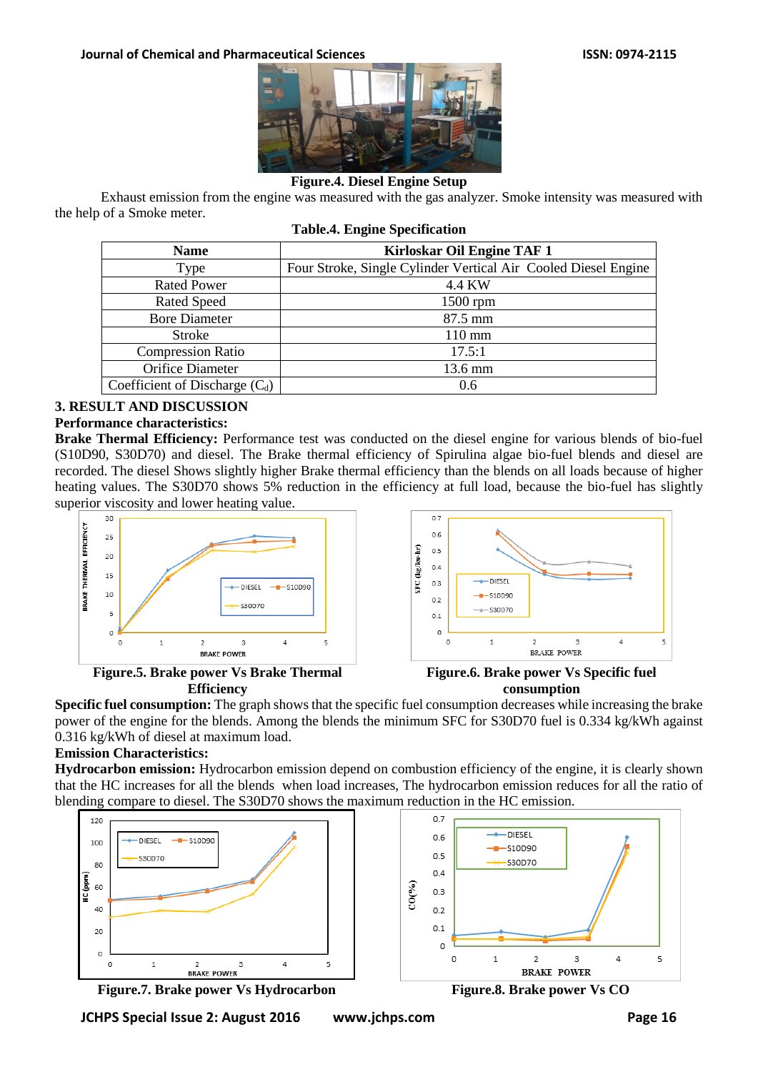**Figure.4. Diesel Engine Setup**

Exhaust emission from the engine was measured with the gas analyzer. Smoke intensity was measured with the help of a Smoke meter.

**Table.4. Engine Specification**

| Name | Kirloskar Oil Engine TAF 1 |
|---|---|
| Type | Four Stroke, Single Cylinder Vertical Air Cooled Diesel Engine |
| Rated Power | 4.4 KW |
| Rated Speed | 1500 rpm |
| Bore Diameter | 87.5 mm |
| Stroke | 110 mm |
| Compression Ratio | 17.5:1 |
| Orifice Diameter | 13.6 mm |
| Coefficient of Discharge ($C_d$) | 0.6 |

## 3. RESULT AND DISCUSSION

**Performance characteristics:**

**Brake Thermal Efficiency:** Performance test was conducted on the diesel engine for various blends of bio-fuel (S10D90, S30D70) and diesel. The Brake thermal efficiency of Spirulina algae bio-fuel blends and diesel are recorded. The diesel Shows slightly higher Brake thermal efficiency than the blends on all loads because of higher heating values. The S30D70 shows 5% reduction in the efficiency at full load, because the bio-fuel has slightly superior viscosity and lower heating value.

**Figure.5. Brake power Vs Brake Thermal Efficiency**

**Figure.6. Brake power Vs Specific fuel consumption**

**Specific fuel consumption:** The graph shows that the specific fuel consumption decreases while increasing the brake power of the engine for the blends. Among the blends the minimum SFC for S30D70 fuel is 0.334 kg/kWh against 0.316 kg/kWh of diesel at maximum load.

**Emission Characteristics:**

**Hydrocarbon emission:** Hydrocarbon emission depend on combustion efficiency of the engine, it is clearly shown that the HC increases for all the blends when load increases, The hydrocarbon emission reduces for all the ratio of blending compare to diesel. The S30D70 shows the maximum reduction in the HC emission.

**Figure.7. Brake power Vs Hydrocarbon**

**Figure.8. Brake power Vs CO**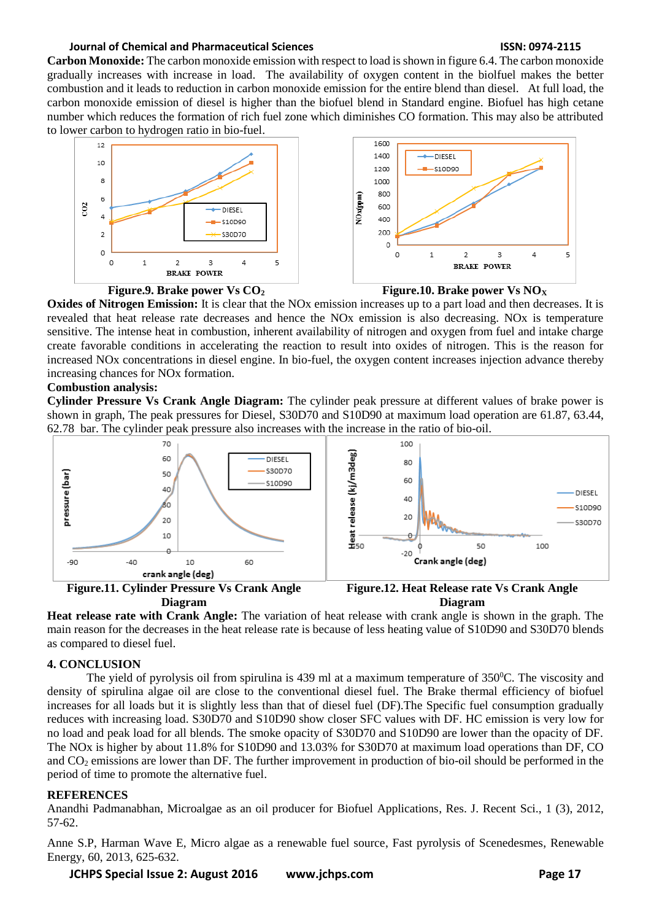**Carbon Monoxide:** The carbon monoxide emission with respect to load is shown in figure 6.4. The carbon monoxide gradually increases with increase in load. The availability of oxygen content in the biofluel makes the better combustion and it leads to reduction in carbon monoxide emission for the entire blend than diesel. At full load, the carbon monoxide emission of diesel is higher than the biofuel blend in Standard engine. Biofuel has high cetane number which reduces the formation of rich fuel zone which diminishes CO formation. This may also be attributed to lower carbon to hydrogen ratio in bio-fuel.

**Figure.9. Brake power Vs $CO_2$**

**Figure.10. Brake power Vs $NO_X$**

**Oxides of Nitrogen Emission:** It is clear that the NOx emission increases up to a part load and then decreases. It is revealed that heat release rate decreases and hence the NOx emission is also decreasing. NOx is temperature sensitive. The intense heat in combustion, inherent availability of nitrogen and oxygen from fuel and intake charge create favorable conditions in accelerating the reaction to result into oxides of nitrogen. This is the reason for increased NOx concentrations in diesel engine. In bio-fuel, the oxygen content increases injection advance thereby increasing chances for NOx formation.

**Combustion analysis:**

**Cylinder Pressure Vs Crank Angle Diagram:** The cylinder peak pressure at different values of brake power is shown in graph, The peak pressures for Diesel, S30D70 and S10D90 at maximum load operation are 61.87, 63.44, 62.78 bar. The cylinder peak pressure also increases with the increase in the ratio of bio-oil.

**Figure.11. Cylinder Pressure Vs Crank Angle Diagram**

**Figure.12. Heat Release rate Vs Crank Angle Diagram**

**Heat release rate with Crank Angle:** The variation of heat release with crank angle is shown in the graph. The main reason for the decreases in the heat release rate is because of less heating value of S10D90 and S30D70 blends as compared to diesel fuel.

## 4. CONCLUSION

The yield of pyrolysis oil from spirulina is 439 ml at a maximum temperature of 350$^0$C. The viscosity and density of spirulina algae oil are close to the conventional diesel fuel. The Brake thermal efficiency of biofuel increases for all loads but it is slightly less than that of diesel fuel (DF).The Specific fuel consumption gradually reduces with increasing load. S30D70 and S10D90 show closer SFC values with DF. HC emission is very low for no load and peak load for all blends. The smoke opacity of S30D70 and S10D90 are lower than the opacity of DF. The NOx is higher by about 11.8% for S10D90 and 13.03% for S30D70 at maximum load operations than DF, CO and $CO_2$ emissions are lower than DF. The further improvement in production of bio-oil should be performed in the period of time to promote the alternative fuel.

## REFERENCES

Anandhi Padmanabhan, Microalgae as an oil producer for Biofuel Applications, Res. J. Recent Sci., 1 (3), 2012, 57-62.

Anne S.P, Harman Wave E, Micro algae as a renewable fuel source, Fast pyrolysis of Scenedesmes, Renewable Energy, 60, 2013, 625-632.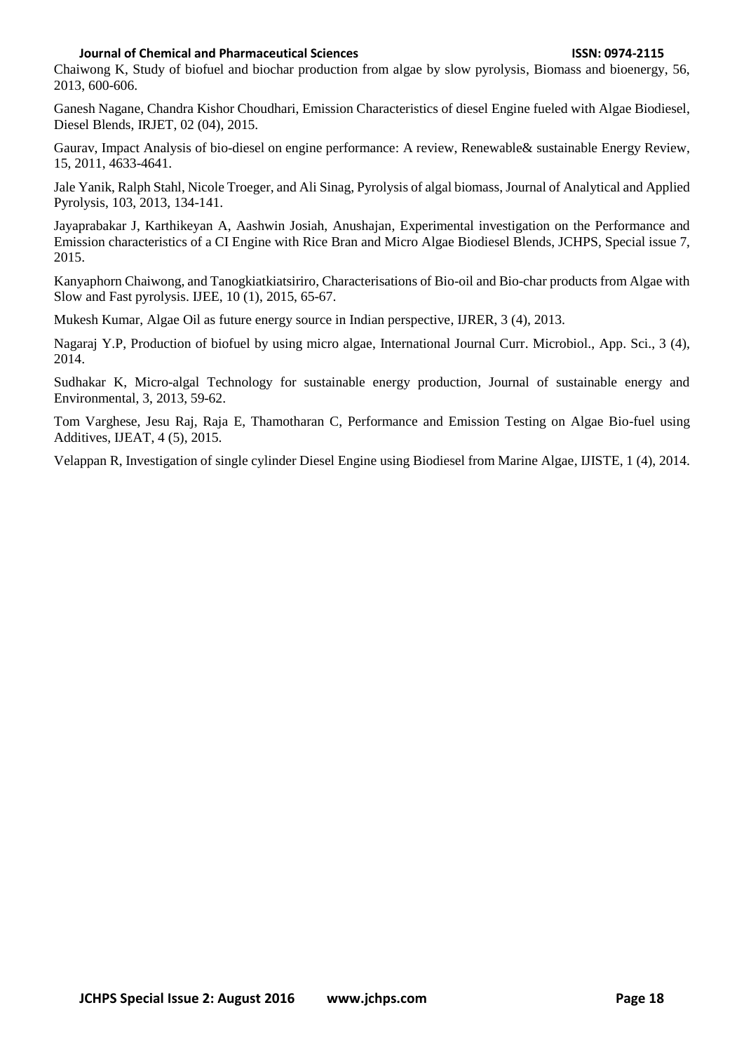Chaiwong K, Study of biofuel and biochar production from algae by slow pyrolysis, Biomass and bioenergy, 56, 2013, 600-606.

Ganesh Nagane, Chandra Kishor Choudhari, Emission Characteristics of diesel Engine fueled with Algae Biodiesel, Diesel Blends, IRJET, 02 (04), 2015.

Gaurav, Impact Analysis of bio-diesel on engine performance: A review, Renewable& sustainable Energy Review, 15, 2011, 4633-4641.

Jale Yanik, Ralph Stahl, Nicole Troeger, and Ali Sinag, Pyrolysis of algal biomass, Journal of Analytical and Applied Pyrolysis, 103, 2013, 134-141.

Jayaprabakar J, Karthikeyan A, Aashwin Josiah, Anushajan, Experimental investigation on the Performance and Emission characteristics of a CI Engine with Rice Bran and Micro Algae Biodiesel Blends, JCHPS, Special issue 7, 2015.

Kanyaphorn Chaiwong, and Tanogkiatkiatsiriro, Characterisations of Bio-oil and Bio-char products from Algae with Slow and Fast pyrolysis. IJEE, 10 (1), 2015, 65-67.

Mukesh Kumar, Algae Oil as future energy source in Indian perspective, IJRER, 3 (4), 2013.

Nagaraj Y.P, Production of biofuel by using micro algae, International Journal Curr. Microbiol., App. Sci., 3 (4), 2014.

Sudhakar K, Micro-algal Technology for sustainable energy production, Journal of sustainable energy and Environmental, 3, 2013, 59-62.

Tom Varghese, Jesu Raj, Raja E, Thamotharan C, Performance and Emission Testing on Algae Bio-fuel using Additives, IJEAT, 4 (5), 2015.

Velappan R, Investigation of single cylinder Diesel Engine using Biodiesel from Marine Algae, IJISTE, 1 (4), 2014.